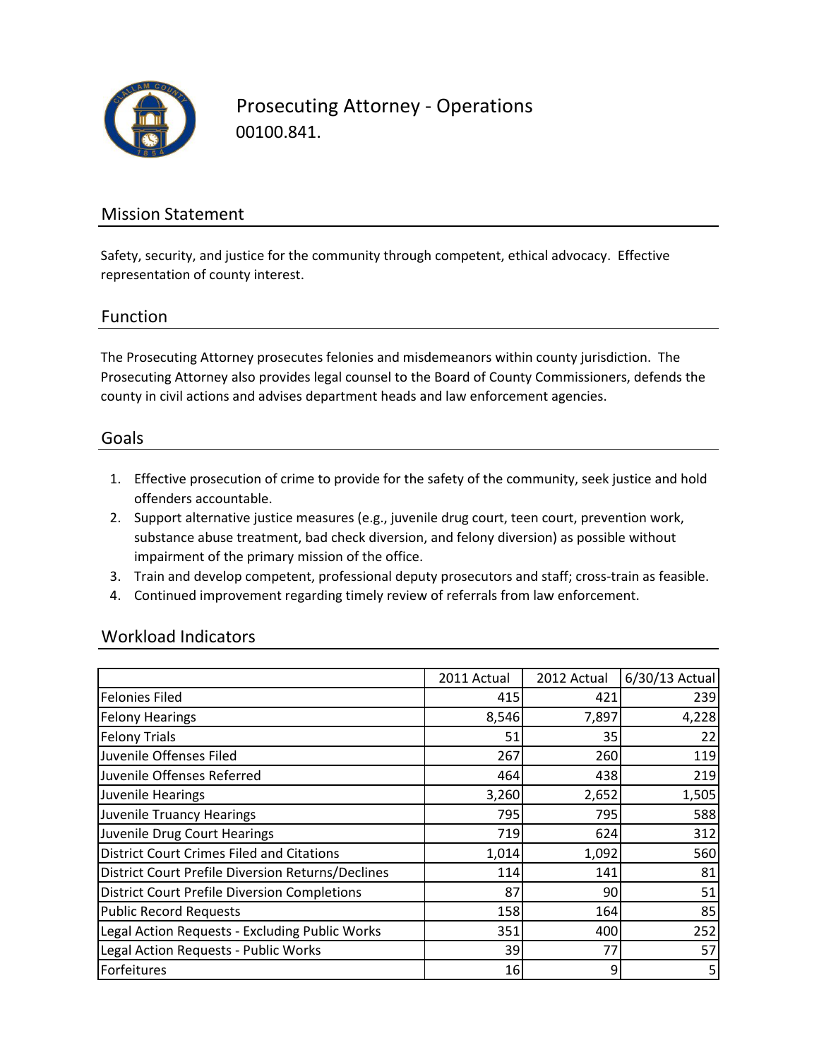# Prosecuting Attorney - Operations

00100.841.

## Mission Statement

Safety, security, and justice for the community through competent, ethical advocacy. Effective representation of county interest.

## Function

The Prosecuting Attorney prosecutes felonies and misdemeanors within county jurisdiction. The Prosecuting Attorney also provides legal counsel to the Board of County Commissioners, defends the county in civil actions and advises department heads and law enforcement agencies.

## Goals

1. Effective prosecution of crime to provide for the safety of the community, seek justice and hold offenders accountable.
2. Support alternative justice measures (e.g., juvenile drug court, teen court, prevention work, substance abuse treatment, bad check diversion, and felony diversion) as possible without impairment of the primary mission of the office.
3. Train and develop competent, professional deputy prosecutors and staff; cross-train as feasible.
4. Continued improvement regarding timely review of referrals from law enforcement.

## Workload Indicators

| | 2011 Actual | 2012 Actual | 6/30/13 Actual |
|---|---|---|---|
| Felonies Filed | 415 | 421 | 239 |
| Felony Hearings | 8,546 | 7,897 | 4,228 |
| Felony Trials | 51 | 35 | 22 |
| Juvenile Offenses Filed | 267 | 260 | 119 |
| Juvenile Offenses Referred | 464 | 438 | 219 |
| Juvenile Hearings | 3,260 | 2,652 | 1,505 |
| Juvenile Truancy Hearings | 795 | 795 | 588 |
| Juvenile Drug Court Hearings | 719 | 624 | 312 |
| District Court Crimes Filed and Citations | 1,014 | 1,092 | 560 |
| District Court Prefile Diversion Returns/Declines | 114 | 141 | 81 |
| District Court Prefile Diversion Completions | 87 | 90 | 51 |
| Public Record Requests | 158 | 164 | 85 |
| Legal Action Requests - Excluding Public Works | 351 | 400 | 252 |
| Legal Action Requests - Public Works | 39 | 77 | 57 |
| Forfeitures | 16 | 9 | 5 |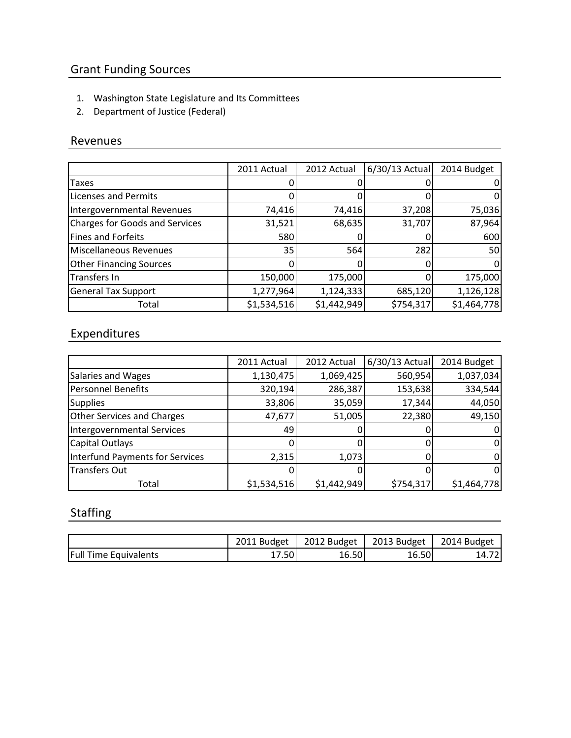## Grant Funding Sources

1. Washington State Legislature and Its Committees
2. Department of Justice (Federal)

## Revenues

| | 2011 Actual | 2012 Actual | 6/30/13 Actual | 2014 Budget |
|---|---|---|---|---|
| Taxes | 0 | 0 | 0 | 0 |
| Licenses and Permits | 0 | 0 | 0 | 0 |
| Intergovernmental Revenues | 74,416 | 74,416 | 37,208 | 75,036 |
| Charges for Goods and Services | 31,521 | 68,635 | 31,707 | 87,964 |
| Fines and Forfeits | 580 | 0 | 0 | 600 |
| Miscellaneous Revenues | 35 | 564 | 282 | 50 |
| Other Financing Sources | 0 | 0 | 0 | 0 |
| Transfers In | 150,000 | 175,000 | 0 | 175,000 |
| General Tax Support | 1,277,964 | 1,124,333 | 685,120 | 1,126,128 |
| Total | $1,534,516 | $1,442,949 | $754,317 | $1,464,778 |

## Expenditures

| | 2011 Actual | 2012 Actual | 6/30/13 Actual | 2014 Budget |
|---|---|---|---|---|
| Salaries and Wages | 1,130,475 | 1,069,425 | 560,954 | 1,037,034 |
| Personnel Benefits | 320,194 | 286,387 | 153,638 | 334,544 |
| Supplies | 33,806 | 35,059 | 17,344 | 44,050 |
| Other Services and Charges | 47,677 | 51,005 | 22,380 | 49,150 |
| Intergovernmental Services | 49 | 0 | 0 | 0 |
| Capital Outlays | 0 | 0 | 0 | 0 |
| Interfund Payments for Services | 2,315 | 1,073 | 0 | 0 |
| Transfers Out | 0 | 0 | 0 | 0 |
| Total | $1,534,516 | $1,442,949 | $754,317 | $1,464,778 |

## Staffing

| | 2011 Budget | 2012 Budget | 2013 Budget | 2014 Budget |
|---|---|---|---|---|
| Full Time Equivalents | 17.50 | 16.50 | 16.50 | 14.72 |